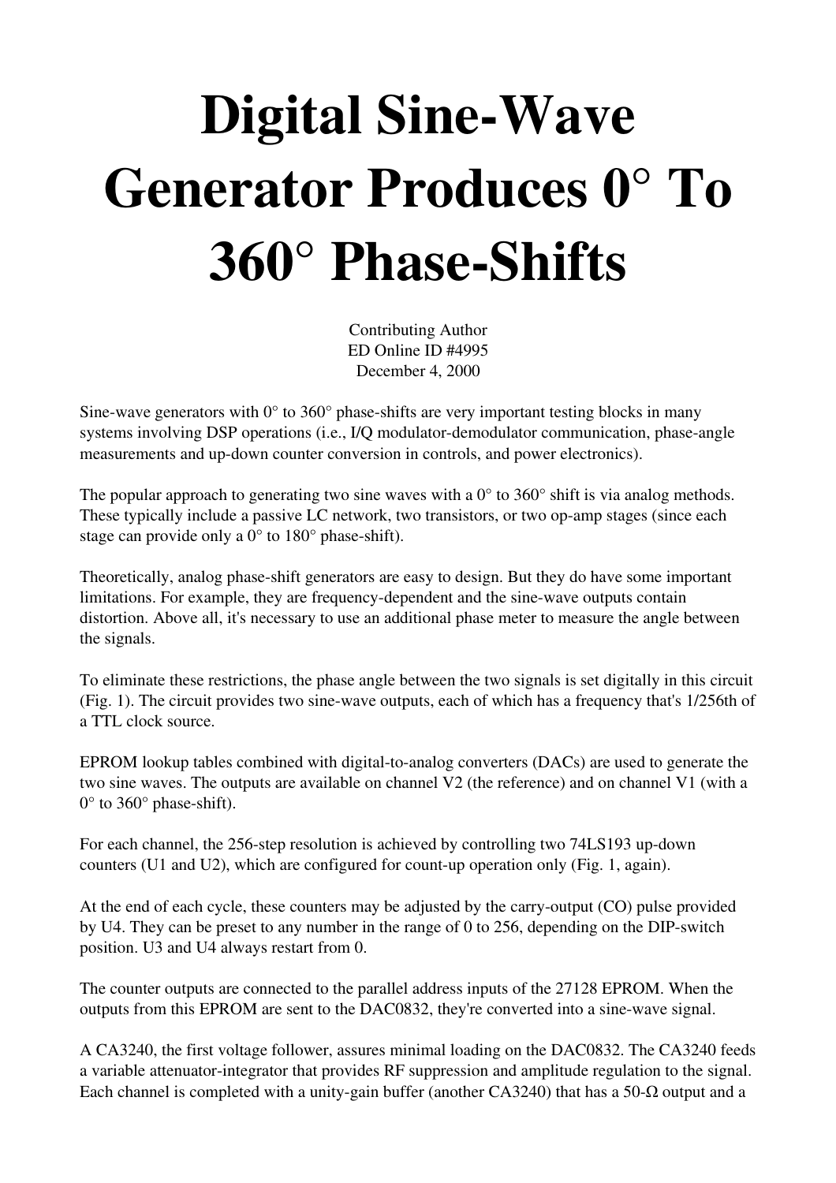# Digital Sine-Wave Generator Produces 0° To 360° Phase-Shifts

Contributing Author
ED Online ID #4995
December 4, 2000

Sine-wave generators with 0° to 360° phase-shifts are very important testing blocks in many systems involving DSP operations (i.e., I/Q modulator-demodulator communication, phase-angle measurements and up-down counter conversion in controls, and power electronics).

The popular approach to generating two sine waves with a 0° to 360° shift is via analog methods. These typically include a passive LC network, two transistors, or two op-amp stages (since each stage can provide only a 0° to 180° phase-shift).

Theoretically, analog phase-shift generators are easy to design. But they do have some important limitations. For example, they are frequency-dependent and the sine-wave outputs contain distortion. Above all, it's necessary to use an additional phase meter to measure the angle between the signals.

To eliminate these restrictions, the phase angle between the two signals is set digitally in this circuit (Fig. 1). The circuit provides two sine-wave outputs, each of which has a frequency that's 1/256th of a TTL clock source.

EPROM lookup tables combined with digital-to-analog converters (DACs) are used to generate the two sine waves. The outputs are available on channel V2 (the reference) and on channel V1 (with a 0° to 360° phase-shift).

For each channel, the 256-step resolution is achieved by controlling two 74LS193 up-down counters (U1 and U2), which are configured for count-up operation only (Fig. 1, again).

At the end of each cycle, these counters may be adjusted by the carry-output (CO) pulse provided by U4. They can be preset to any number in the range of 0 to 256, depending on the DIP-switch position. U3 and U4 always restart from 0.

The counter outputs are connected to the parallel address inputs of the 27128 EPROM. When the outputs from this EPROM are sent to the DAC0832, they're converted into a sine-wave signal.

A CA3240, the first voltage follower, assures minimal loading on the DAC0832. The CA3240 feeds a variable attenuator-integrator that provides RF suppression and amplitude regulation to the signal. Each channel is completed with a unity-gain buffer (another CA3240) that has a 50-Ω output and a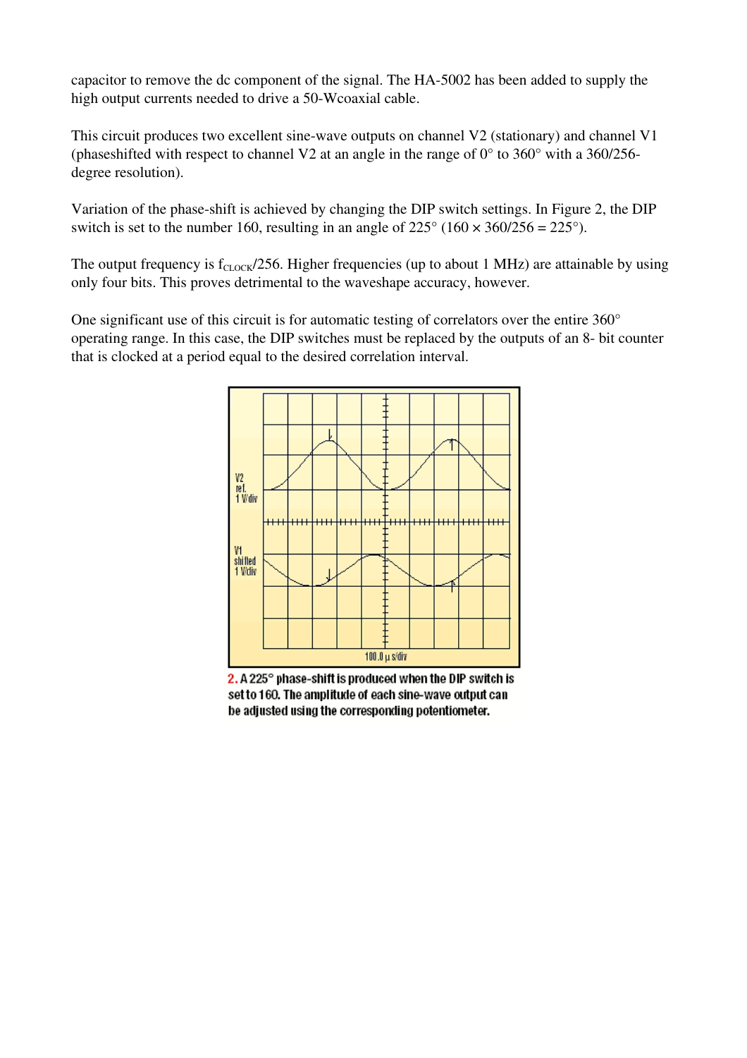capacitor to remove the dc component of the signal. The HA-5002 has been added to supply the high output currents needed to drive a 50-Wcoaxial cable.

This circuit produces two excellent sine-wave outputs on channel V2 (stationary) and channel V1 (phaseshifted with respect to channel V2 at an angle in the range of 0° to 360° with a 360/256-degree resolution).

Variation of the phase-shift is achieved by changing the DIP switch settings. In Figure 2, the DIP switch is set to the number 160, resulting in an angle of 225° (160 × 360/256 = 225°).

The output frequency is $f_{CLOCK}/256$. Higher frequencies (up to about 1 MHz) are attainable by using only four bits. This proves detrimental to the waveshape accuracy, however.

One significant use of this circuit is for automatic testing of correlators over the entire 360° operating range. In this case, the DIP switches must be replaced by the outputs of an 8- bit counter that is clocked at a period equal to the desired correlation interval.

**2.** A 225° phase-shift is produced when the DIP switch is set to 160. The amplitude of each sine-wave output can be adjusted using the corresponding potentiometer.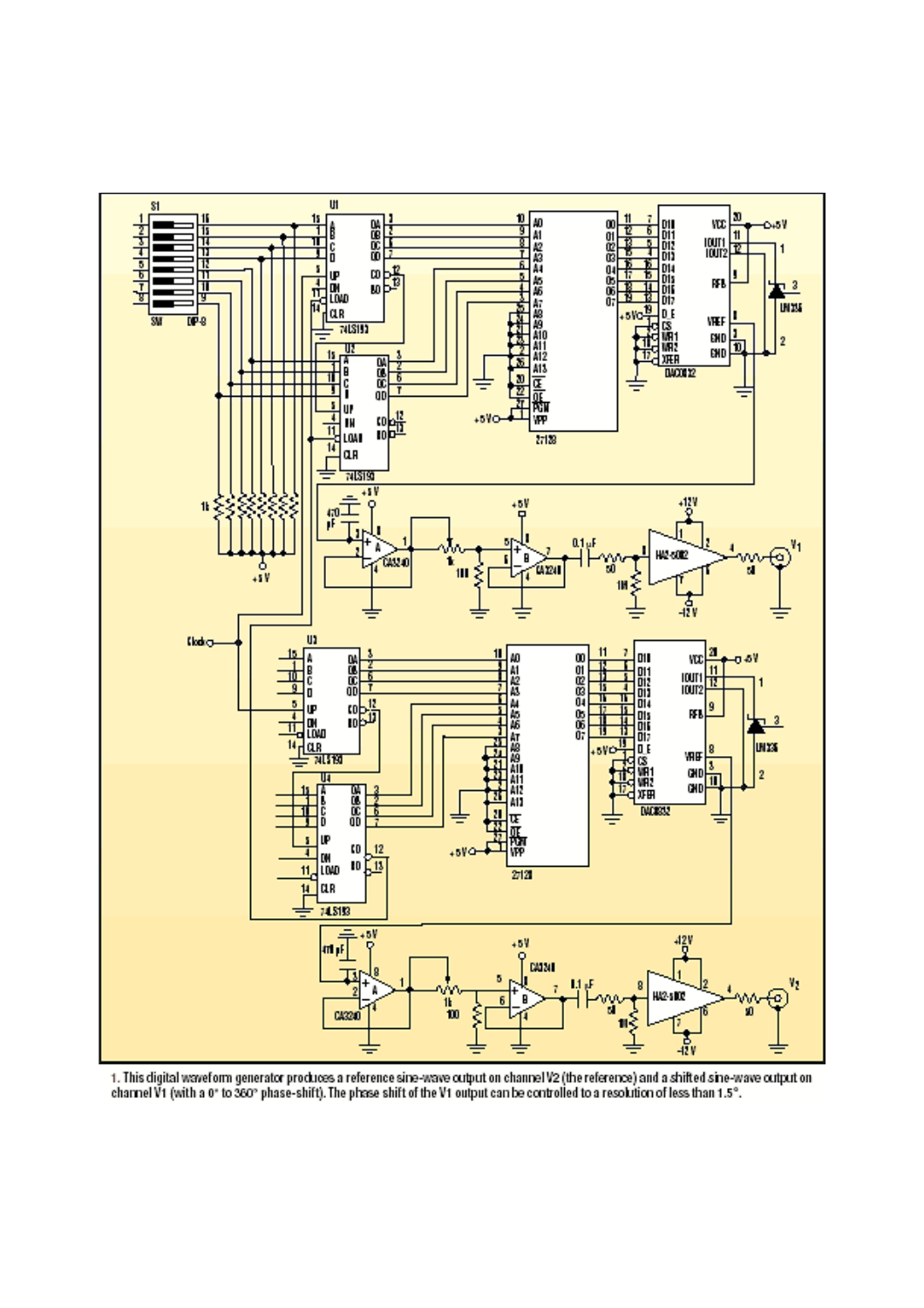1. This digital waveform generator produces a reference sine-wave output on channel V2 (the reference) and a shifted sine-wave output on channel V1 (with a 0° to 360° phase-shift). The phase shift of the V1 output can be controlled to a resolution of less than 1.5°.